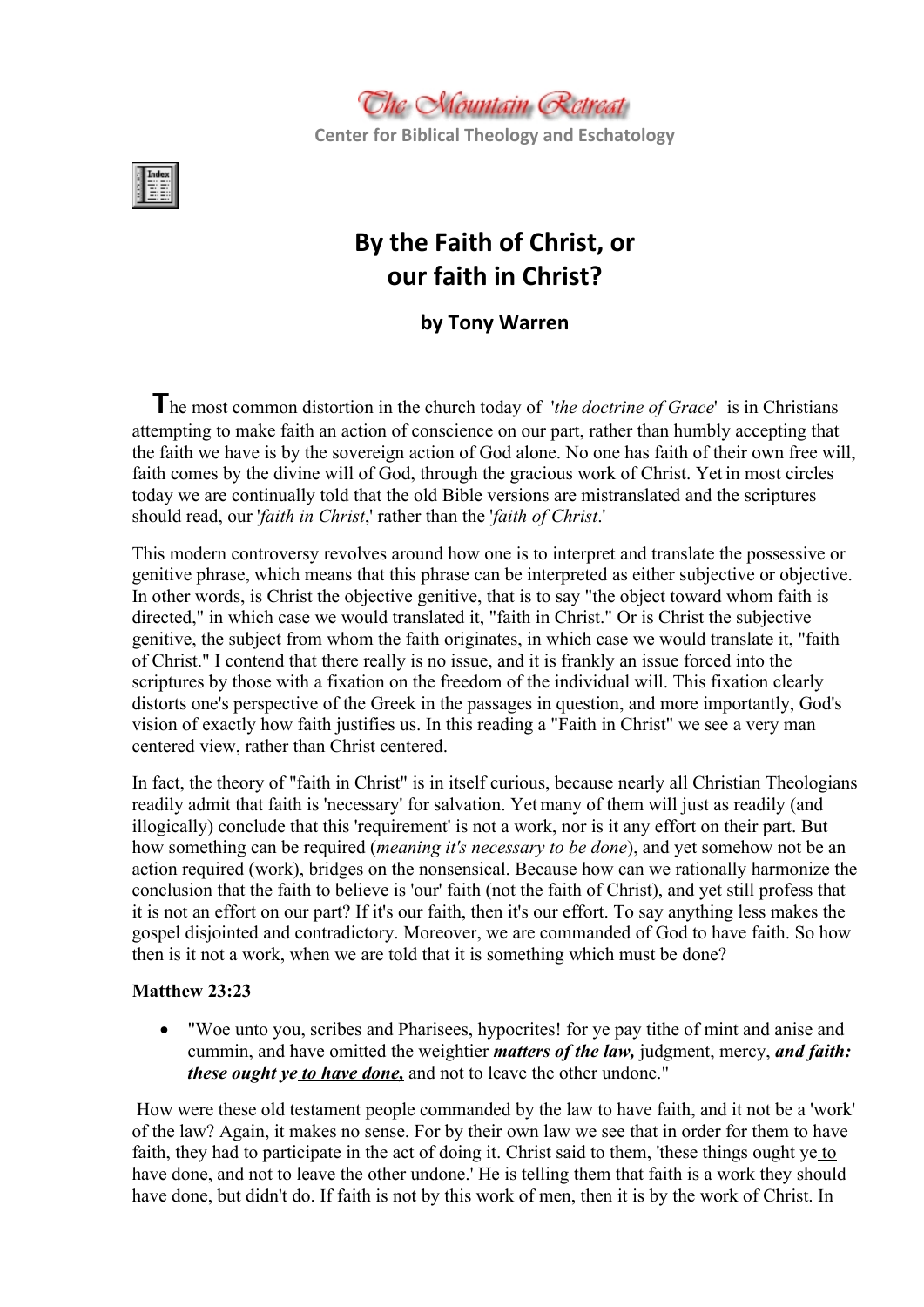The Mountain Retreat

Center for Biblical Theology and Eschatology

# By the Faith of Christ, or our faith in Christ?

**by Tony Warren**

The most common distortion in the church today of '*the doctrine of Grace*' is in Christians attempting to make faith an action of conscience on our part, rather than humbly accepting that the faith we have is by the sovereign action of God alone. No one has faith of their own free will, faith comes by the divine will of God, through the gracious work of Christ. Yet in most circles today we are continually told that the old Bible versions are mistranslated and the scriptures should read, our '*faith in Christ*,' rather than the '*faith of Christ*.'

This modern controversy revolves around how one is to interpret and translate the possessive or genitive phrase, which means that this phrase can be interpreted as either subjective or objective. In other words, is Christ the objective genitive, that is to say "the object toward whom faith is directed," in which case we would translated it, "faith in Christ." Or is Christ the subjective genitive, the subject from whom the faith originates, in which case we would translate it, "faith of Christ." I contend that there really is no issue, and it is frankly an issue forced into the scriptures by those with a fixation on the freedom of the individual will. This fixation clearly distorts one's perspective of the Greek in the passages in question, and more importantly, God's vision of exactly how faith justifies us. In this reading a "Faith in Christ" we see a very man centered view, rather than Christ centered.

In fact, the theory of "faith in Christ" is in itself curious, because nearly all Christian Theologians readily admit that faith is 'necessary' for salvation. Yet many of them will just as readily (and illogically) conclude that this 'requirement' is not a work, nor is it any effort on their part. But how something can be required (*meaning it's necessary to be done*), and yet somehow not be an action required (work), bridges on the nonsensical. Because how can we rationally harmonize the conclusion that the faith to believe is 'our' faith (not the faith of Christ), and yet still profess that it is not an effort on our part? If it's our faith, then it's our effort. To say anything less makes the gospel disjointed and contradictory. Moreover, we are commanded of God to have faith. So how then is it not a work, when we are told that it is something which must be done?

**Matthew 23:23**

- "Woe unto you, scribes and Pharisees, hypocrites! for ye pay tithe of mint and anise and cummin, and have omitted the weightier ***matters of the law,*** judgment, mercy, ***and faith: these ought ye <u>to have done,</u>*** and not to leave the other undone."

How were these old testament people commanded by the law to have faith, and it not be a 'work' of the law? Again, it makes no sense. For by their own law we see that in order for them to have faith, they had to participate in the act of doing it. Christ said to them, 'these things ought ye <u>to have done,</u> and not to leave the other undone.' He is telling them that faith is a work they should have done, but didn't do. If faith is not by this work of men, then it is by the work of Christ. In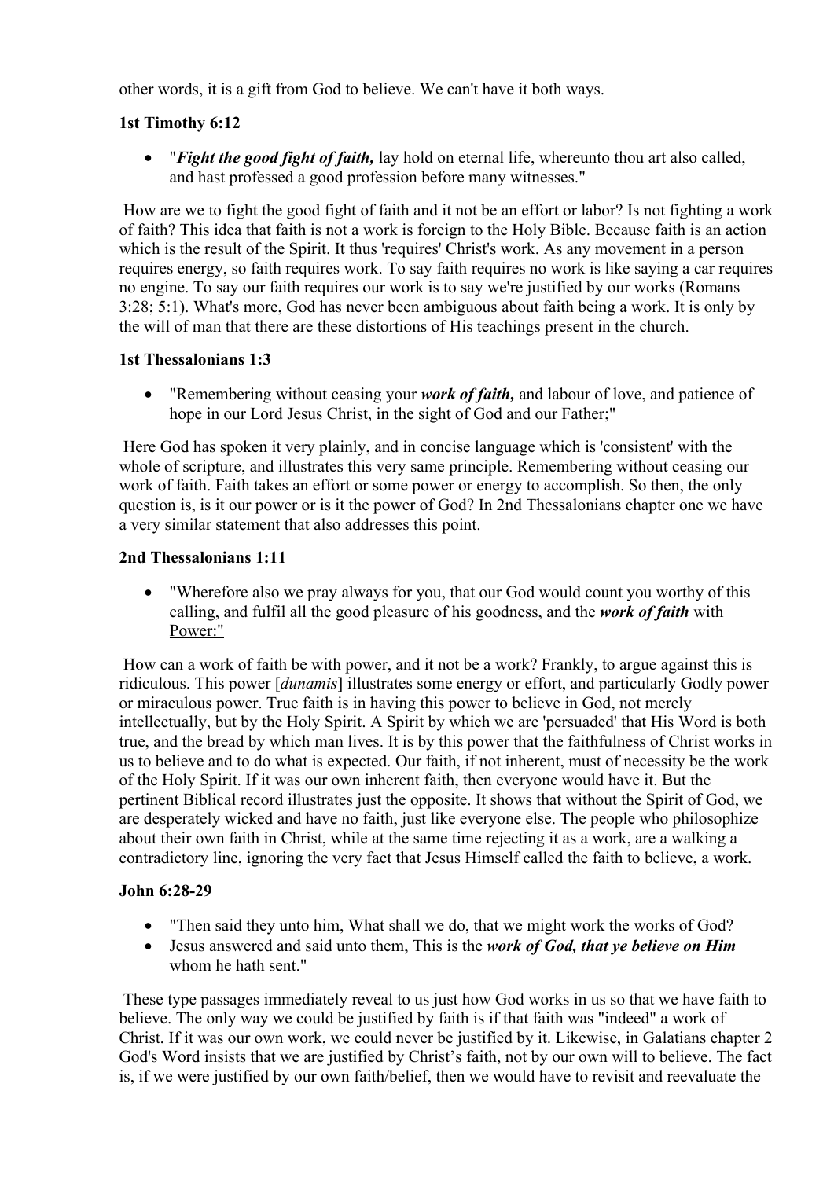other words, it is a gift from God to believe. We can't have it both ways.

### 1st Timothy 6:12

- "***Fight the good fight of faith,*** lay hold on eternal life, whereunto thou art also called, and hast professed a good profession before many witnesses."

How are we to fight the good fight of faith and it not be an effort or labor? Is not fighting a work of faith? This idea that faith is not a work is foreign to the Holy Bible. Because faith is an action which is the result of the Spirit. It thus 'requires' Christ's work. As any movement in a person requires energy, so faith requires work. To say faith requires no work is like saying a car requires no engine. To say our faith requires our work is to say we're justified by our works (Romans 3:28; 5:1). What's more, God has never been ambiguous about faith being a work. It is only by the will of man that there are these distortions of His teachings present in the church.

### 1st Thessalonians 1:3

- "Remembering without ceasing your ***work of faith,*** and labour of love, and patience of hope in our Lord Jesus Christ, in the sight of God and our Father;"

Here God has spoken it very plainly, and in concise language which is 'consistent' with the whole of scripture, and illustrates this very same principle. Remembering without ceasing our work of faith. Faith takes an effort or some power or energy to accomplish. So then, the only question is, is it our power or is it the power of God? In 2nd Thessalonians chapter one we have a very similar statement that also addresses this point.

### 2nd Thessalonians 1:11

- "Wherefore also we pray always for you, that our God would count you worthy of this calling, and fulfil all the good pleasure of his goodness, and the ***work of faith*** <u>with Power:"</u>

How can a work of faith be with power, and it not be a work? Frankly, to argue against this is ridiculous. This power [*dunamis*] illustrates some energy or effort, and particularly Godly power or miraculous power. True faith is in having this power to believe in God, not merely intellectually, but by the Holy Spirit. A Spirit by which we are 'persuaded' that His Word is both true, and the bread by which man lives. It is by this power that the faithfulness of Christ works in us to believe and to do what is expected. Our faith, if not inherent, must of necessity be the work of the Holy Spirit. If it was our own inherent faith, then everyone would have it. But the pertinent Biblical record illustrates just the opposite. It shows that without the Spirit of God, we are desperately wicked and have no faith, just like everyone else. The people who philosophize about their own faith in Christ, while at the same time rejecting it as a work, are a walking a contradictory line, ignoring the very fact that Jesus Himself called the faith to believe, a work.

### John 6:28-29

- "Then said they unto him, What shall we do, that we might work the works of God?
- Jesus answered and said unto them, This is the ***work of God, that ye believe on Him*** whom he hath sent."

These type passages immediately reveal to us just how God works in us so that we have faith to believe. The only way we could be justified by faith is if that faith was "indeed" a work of Christ. If it was our own work, we could never be justified by it. Likewise, in Galatians chapter 2 God's Word insists that we are justified by Christ's faith, not by our own will to believe. The fact is, if we were justified by our own faith/belief, then we would have to revisit and reevaluate the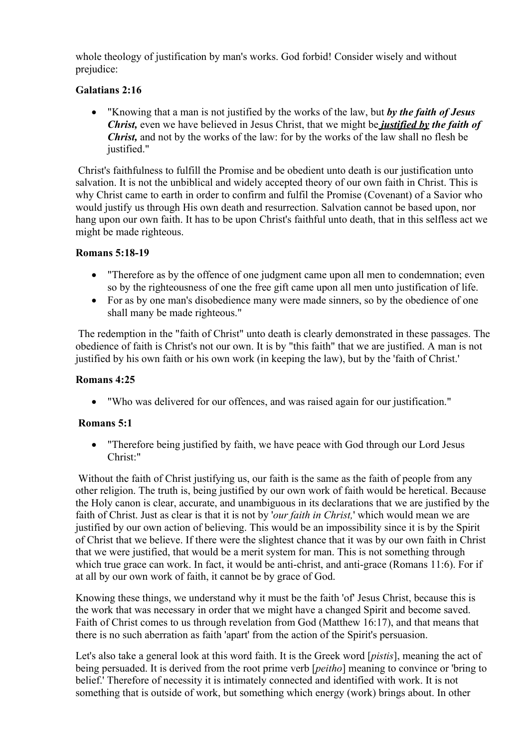whole theology of justification by man's works. God forbid! Consider wisely and without prejudice:

**Galatians 2:16**

- "Knowing that a man is not justified by the works of the law, but ***by the faith of Jesus Christ,*** even we have believed in Jesus Christ, that we might be ***justified by*** ***the faith of Christ,*** and not by the works of the law: for by the works of the law shall no flesh be justified."

Christ's faithfulness to fulfill the Promise and be obedient unto death is our justification unto salvation. It is not the unbiblical and widely accepted theory of our own faith in Christ. This is why Christ came to earth in order to confirm and fulfil the Promise (Covenant) of a Savior who would justify us through His own death and resurrection. Salvation cannot be based upon, nor hang upon our own faith. It has to be upon Christ's faithful unto death, that in this selfless act we might be made righteous.

**Romans 5:18-19**

- "Therefore as by the offence of one judgment came upon all men to condemnation; even so by the righteousness of one the free gift came upon all men unto justification of life.
- For as by one man's disobedience many were made sinners, so by the obedience of one shall many be made righteous."

The redemption in the "faith of Christ" unto death is clearly demonstrated in these passages. The obedience of faith is Christ's not our own. It is by "this faith" that we are justified. A man is not justified by his own faith or his own work (in keeping the law), but by the 'faith of Christ.'

**Romans 4:25**

- "Who was delivered for our offences, and was raised again for our justification."

**Romans 5:1**

- "Therefore being justified by faith, we have peace with God through our Lord Jesus Christ:"

Without the faith of Christ justifying us, our faith is the same as the faith of people from any other religion. The truth is, being justified by our own work of faith would be heretical. Because the Holy canon is clear, accurate, and unambiguous in its declarations that we are justified by the faith of Christ. Just as clear is that it is not by '*our faith in Christ,*' which would mean we are justified by our own action of believing. This would be an impossibility since it is by the Spirit of Christ that we believe. If there were the slightest chance that it was by our own faith in Christ that we were justified, that would be a merit system for man. This is not something through which true grace can work. In fact, it would be anti-christ, and anti-grace (Romans 11:6). For if at all by our own work of faith, it cannot be by grace of God.

Knowing these things, we understand why it must be the faith 'of' Jesus Christ, because this is the work that was necessary in order that we might have a changed Spirit and become saved. Faith of Christ comes to us through revelation from God (Matthew 16:17), and that means that there is no such aberration as faith 'apart' from the action of the Spirit's persuasion.

Let's also take a general look at this word faith. It is the Greek word [*pistis*], meaning the act of being persuaded. It is derived from the root prime verb [*peitho*] meaning to convince or 'bring to belief.' Therefore of necessity it is intimately connected and identified with work. It is not something that is outside of work, but something which energy (work) brings about. In other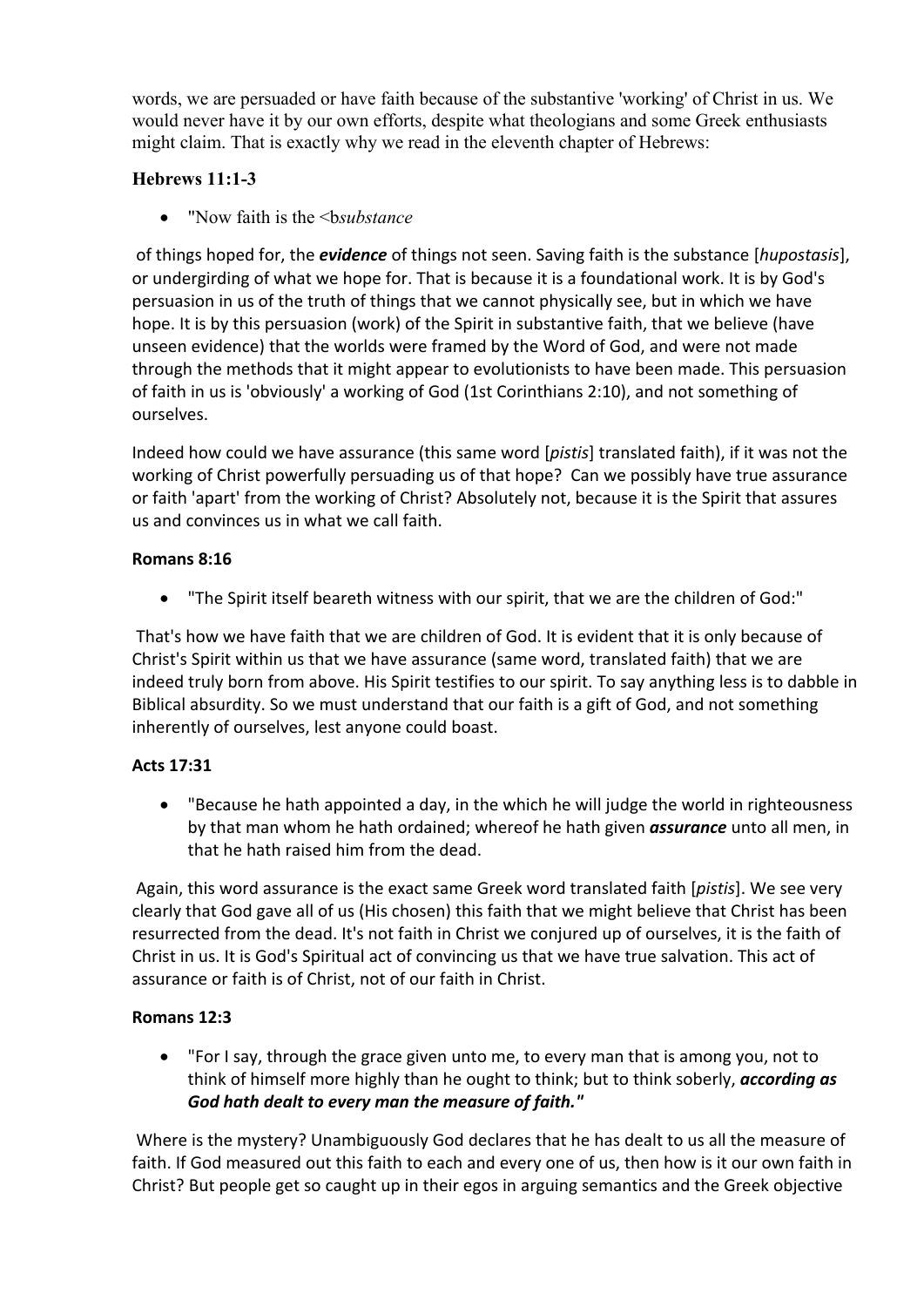words, we are persuaded or have faith because of the substantive 'working' of Christ in us. We would never have it by our own efforts, despite what theologians and some Greek enthusiasts might claim. That is exactly why we read in the eleventh chapter of Hebrews:

### Hebrews 11:1-3

- "Now faith is the <b*substance*

of things hoped for, the ***evidence*** of things not seen. Saving faith is the substance [*hupostasis*], or undergirding of what we hope for. That is because it is a foundational work. It is by God's persuasion in us of the truth of things that we cannot physically see, but in which we have hope. It is by this persuasion (work) of the Spirit in substantive faith, that we believe (have unseen evidence) that the worlds were framed by the Word of God, and were not made through the methods that it might appear to evolutionists to have been made. This persuasion of faith in us is 'obviously' a working of God (1st Corinthians 2:10), and not something of ourselves.

Indeed how could we have assurance (this same word [*pistis*] translated faith), if it was not the working of Christ powerfully persuading us of that hope? Can we possibly have true assurance or faith 'apart' from the working of Christ? Absolutely not, because it is the Spirit that assures us and convinces us in what we call faith.

### Romans 8:16

- "The Spirit itself beareth witness with our spirit, that we are the children of God:"

That's how we have faith that we are children of God. It is evident that it is only because of Christ's Spirit within us that we have assurance (same word, translated faith) that we are indeed truly born from above. His Spirit testifies to our spirit. To say anything less is to dabble in Biblical absurdity. So we must understand that our faith is a gift of God, and not something inherently of ourselves, lest anyone could boast.

### Acts 17:31

- "Because he hath appointed a day, in the which he will judge the world in righteousness by that man whom he hath ordained; whereof he hath given ***assurance*** unto all men, in that he hath raised him from the dead.

Again, this word assurance is the exact same Greek word translated faith [*pistis*]. We see very clearly that God gave all of us (His chosen) this faith that we might believe that Christ has been resurrected from the dead. It's not faith in Christ we conjured up of ourselves, it is the faith of Christ in us. It is God's Spiritual act of convincing us that we have true salvation. This act of assurance or faith is of Christ, not of our faith in Christ.

### Romans 12:3

- "For I say, through the grace given unto me, to every man that is among you, not to think of himself more highly than he ought to think; but to think soberly, ***according as God hath dealt to every man the measure of faith."***

Where is the mystery? Unambiguously God declares that he has dealt to us all the measure of faith. If God measured out this faith to each and every one of us, then how is it our own faith in Christ? But people get so caught up in their egos in arguing semantics and the Greek objective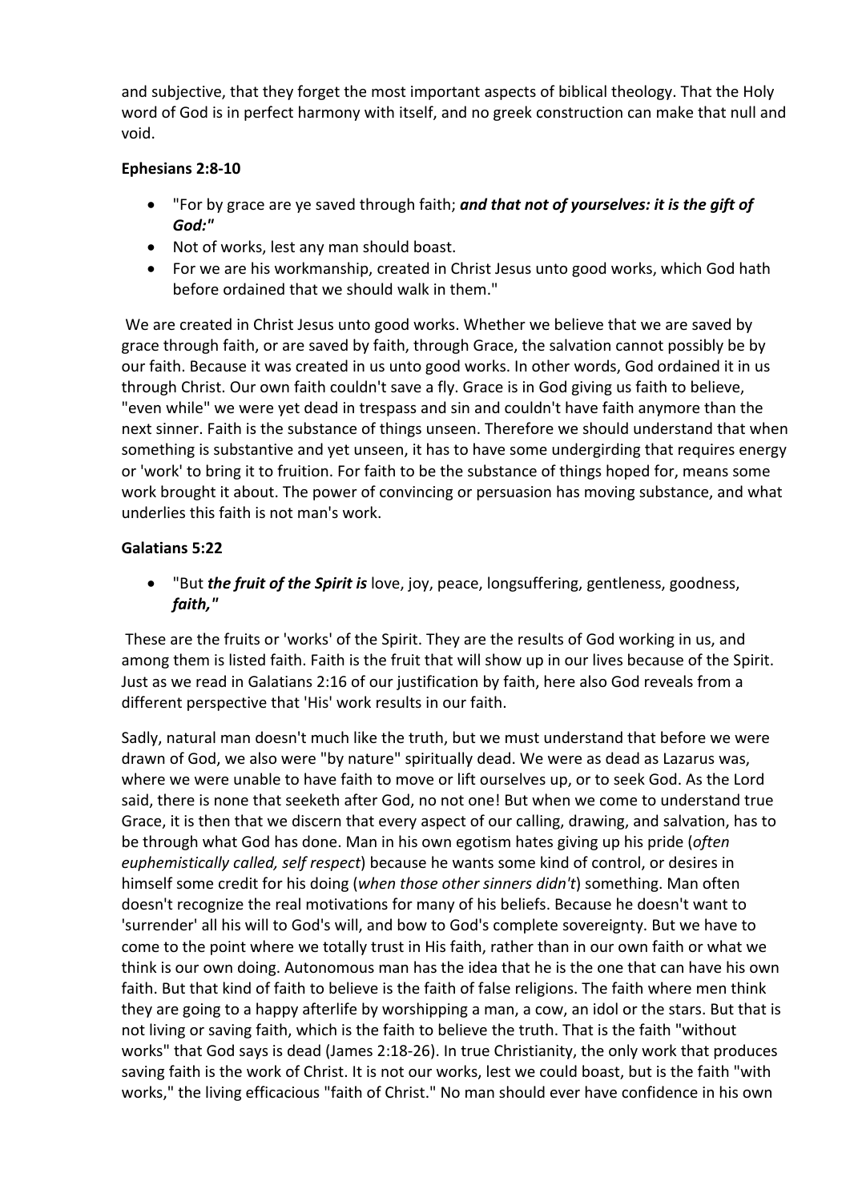and subjective, that they forget the most important aspects of biblical theology. That the Holy word of God is in perfect harmony with itself, and no greek construction can make that null and void.

**Ephesians 2:8-10**

- "For by grace are ye saved through faith; ***and that not of yourselves: it is the gift of God:"***
- Not of works, lest any man should boast.
- For we are his workmanship, created in Christ Jesus unto good works, which God hath before ordained that we should walk in them."

We are created in Christ Jesus unto good works. Whether we believe that we are saved by grace through faith, or are saved by faith, through Grace, the salvation cannot possibly be by our faith. Because it was created in us unto good works. In other words, God ordained it in us through Christ. Our own faith couldn't save a fly. Grace is in God giving us faith to believe, "even while" we were yet dead in trespass and sin and couldn't have faith anymore than the next sinner. Faith is the substance of things unseen. Therefore we should understand that when something is substantive and yet unseen, it has to have some undergirding that requires energy or 'work' to bring it to fruition. For faith to be the substance of things hoped for, means some work brought it about. The power of convincing or persuasion has moving substance, and what underlies this faith is not man's work.

**Galatians 5:22**

- "But ***the fruit of the Spirit is*** love, joy, peace, longsuffering, gentleness, goodness, ***faith,"***

These are the fruits or 'works' of the Spirit. They are the results of God working in us, and among them is listed faith. Faith is the fruit that will show up in our lives because of the Spirit. Just as we read in Galatians 2:16 of our justification by faith, here also God reveals from a different perspective that 'His' work results in our faith.

Sadly, natural man doesn't much like the truth, but we must understand that before we were drawn of God, we also were "by nature" spiritually dead. We were as dead as Lazarus was, where we were unable to have faith to move or lift ourselves up, or to seek God. As the Lord said, there is none that seeketh after God, no not one! But when we come to understand true Grace, it is then that we discern that every aspect of our calling, drawing, and salvation, has to be through what God has done. Man in his own egotism hates giving up his pride (*often euphemistically called, self respect*) because he wants some kind of control, or desires in himself some credit for his doing (*when those other sinners didn't*) something. Man often doesn't recognize the real motivations for many of his beliefs. Because he doesn't want to 'surrender' all his will to God's will, and bow to God's complete sovereignty. But we have to come to the point where we totally trust in His faith, rather than in our own faith or what we think is our own doing. Autonomous man has the idea that he is the one that can have his own faith. But that kind of faith to believe is the faith of false religions. The faith where men think they are going to a happy afterlife by worshipping a man, a cow, an idol or the stars. But that is not living or saving faith, which is the faith to believe the truth. That is the faith "without works" that God says is dead (James 2:18-26). In true Christianity, the only work that produces saving faith is the work of Christ. It is not our works, lest we could boast, but is the faith "with works," the living efficacious "faith of Christ." No man should ever have confidence in his own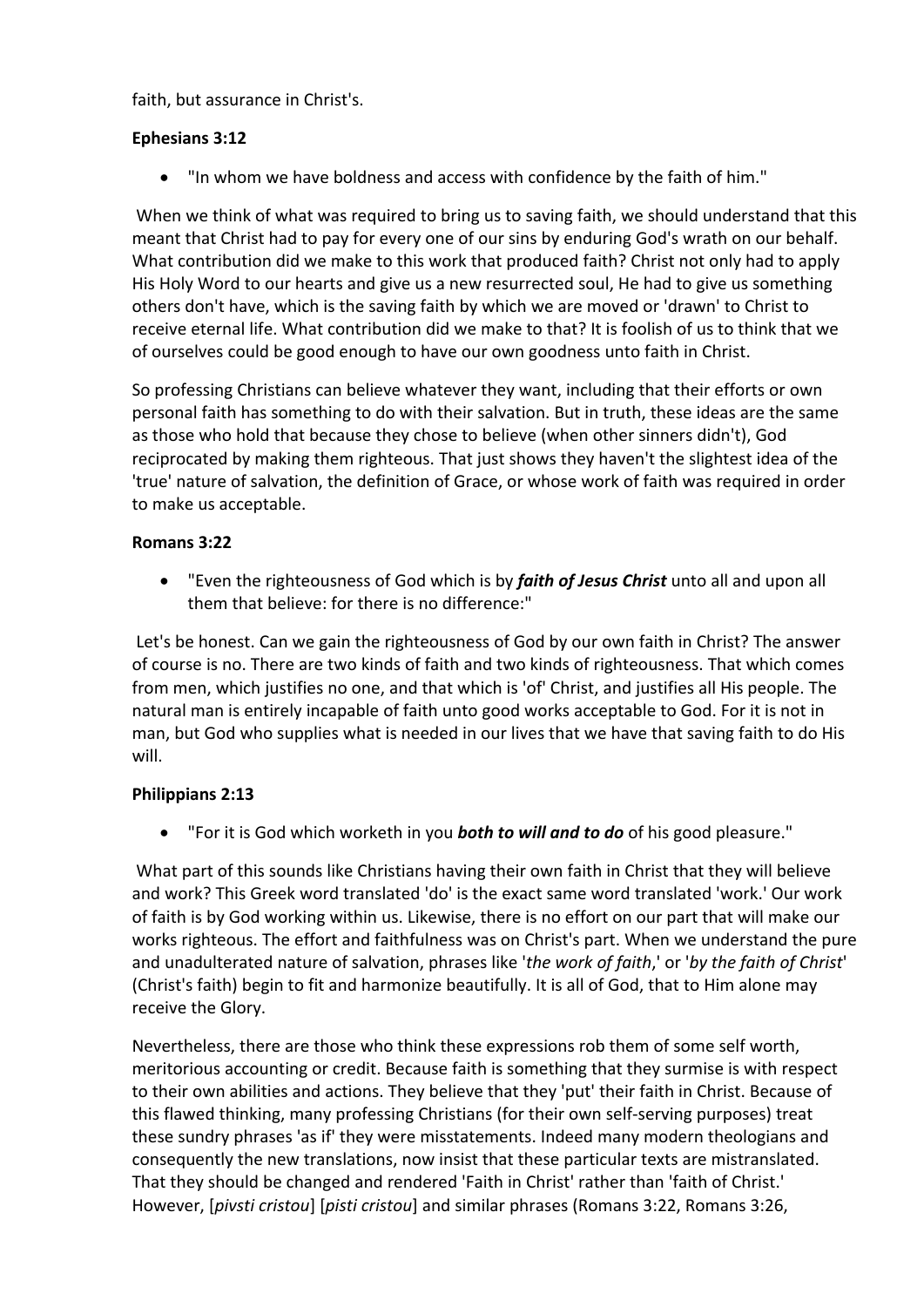faith, but assurance in Christ's.

**Ephesians 3:12**

- "In whom we have boldness and access with confidence by the faith of him."

When we think of what was required to bring us to saving faith, we should understand that this meant that Christ had to pay for every one of our sins by enduring God's wrath on our behalf. What contribution did we make to this work that produced faith? Christ not only had to apply His Holy Word to our hearts and give us a new resurrected soul, He had to give us something others don't have, which is the saving faith by which we are moved or 'drawn' to Christ to receive eternal life. What contribution did we make to that? It is foolish of us to think that we of ourselves could be good enough to have our own goodness unto faith in Christ.

So professing Christians can believe whatever they want, including that their efforts or own personal faith has something to do with their salvation. But in truth, these ideas are the same as those who hold that because they chose to believe (when other sinners didn't), God reciprocated by making them righteous. That just shows they haven't the slightest idea of the 'true' nature of salvation, the definition of Grace, or whose work of faith was required in order to make us acceptable.

**Romans 3:22**

- "Even the righteousness of God which is by ***faith of Jesus Christ*** unto all and upon all them that believe: for there is no difference:"

Let's be honest. Can we gain the righteousness of God by our own faith in Christ? The answer of course is no. There are two kinds of faith and two kinds of righteousness. That which comes from men, which justifies no one, and that which is 'of' Christ, and justifies all His people. The natural man is entirely incapable of faith unto good works acceptable to God. For it is not in man, but God who supplies what is needed in our lives that we have that saving faith to do His will.

**Philippians 2:13**

- "For it is God which worketh in you ***both to will and to do*** of his good pleasure."

What part of this sounds like Christians having their own faith in Christ that they will believe and work? This Greek word translated 'do' is the exact same word translated 'work.' Our work of faith is by God working within us. Likewise, there is no effort on our part that will make our works righteous. The effort and faithfulness was on Christ's part. When we understand the pure and unadulterated nature of salvation, phrases like '*the work of faith*,' or '*by the faith of Christ*' (Christ's faith) begin to fit and harmonize beautifully. It is all of God, that to Him alone may receive the Glory.

Nevertheless, there are those who think these expressions rob them of some self worth, meritorious accounting or credit. Because faith is something that they surmise is with respect to their own abilities and actions. They believe that they 'put' their faith in Christ. Because of this flawed thinking, many professing Christians (for their own self-serving purposes) treat these sundry phrases 'as if' they were misstatements. Indeed many modern theologians and consequently the new translations, now insist that these particular texts are mistranslated. That they should be changed and rendered 'Faith in Christ' rather than 'faith of Christ.' However, [*pivsti cristou*] [*pisti cristou*] and similar phrases (Romans 3:22, Romans 3:26,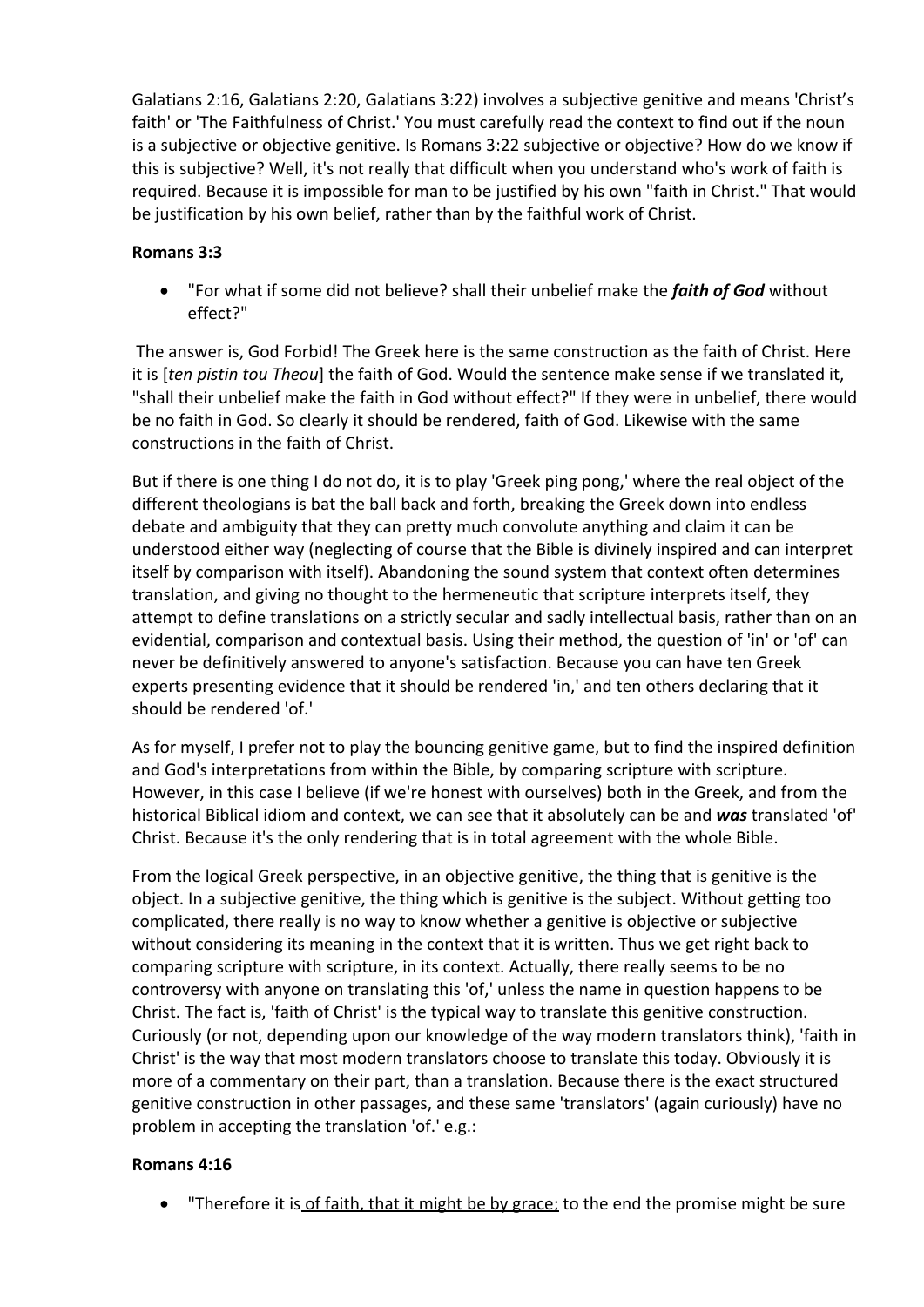Galatians 2:16, Galatians 2:20, Galatians 3:22) involves a subjective genitive and means 'Christ's faith' or 'The Faithfulness of Christ.' You must carefully read the context to find out if the noun is a subjective or objective genitive. Is Romans 3:22 subjective or objective? How do we know if this is subjective? Well, it's not really that difficult when you understand who's work of faith is required. Because it is impossible for man to be justified by his own "faith in Christ." That would be justification by his own belief, rather than by the faithful work of Christ.

**Romans 3:3**

- "For what if some did not believe? shall their unbelief make the ***faith of God*** without effect?"

The answer is, God Forbid! The Greek here is the same construction as the faith of Christ. Here it is [*ten pistin tou Theou*] the faith of God. Would the sentence make sense if we translated it, "shall their unbelief make the faith in God without effect?" If they were in unbelief, there would be no faith in God. So clearly it should be rendered, faith of God. Likewise with the same constructions in the faith of Christ.

But if there is one thing I do not do, it is to play 'Greek ping pong,' where the real object of the different theologians is bat the ball back and forth, breaking the Greek down into endless debate and ambiguity that they can pretty much convolute anything and claim it can be understood either way (neglecting of course that the Bible is divinely inspired and can interpret itself by comparison with itself). Abandoning the sound system that context often determines translation, and giving no thought to the hermeneutic that scripture interprets itself, they attempt to define translations on a strictly secular and sadly intellectual basis, rather than on an evidential, comparison and contextual basis. Using their method, the question of 'in' or 'of' can never be definitively answered to anyone's satisfaction. Because you can have ten Greek experts presenting evidence that it should be rendered 'in,' and ten others declaring that it should be rendered 'of.'

As for myself, I prefer not to play the bouncing genitive game, but to find the inspired definition and God's interpretations from within the Bible, by comparing scripture with scripture. However, in this case I believe (if we're honest with ourselves) both in the Greek, and from the historical Biblical idiom and context, we can see that it absolutely can be and ***was*** translated 'of' Christ. Because it's the only rendering that is in total agreement with the whole Bible.

From the logical Greek perspective, in an objective genitive, the thing that is genitive is the object. In a subjective genitive, the thing which is genitive is the subject. Without getting too complicated, there really is no way to know whether a genitive is objective or subjective without considering its meaning in the context that it is written. Thus we get right back to comparing scripture with scripture, in its context. Actually, there really seems to be no controversy with anyone on translating this 'of,' unless the name in question happens to be Christ. The fact is, 'faith of Christ' is the typical way to translate this genitive construction. Curiously (or not, depending upon our knowledge of the way modern translators think), 'faith in Christ' is the way that most modern translators choose to translate this today. Obviously it is more of a commentary on their part, than a translation. Because there is the exact structured genitive construction in other passages, and these same 'translators' (again curiously) have no problem in accepting the translation 'of.' e.g.:

**Romans 4:16**

- "Therefore it is <u>of faith, that it might be by grace;</u> to the end the promise might be sure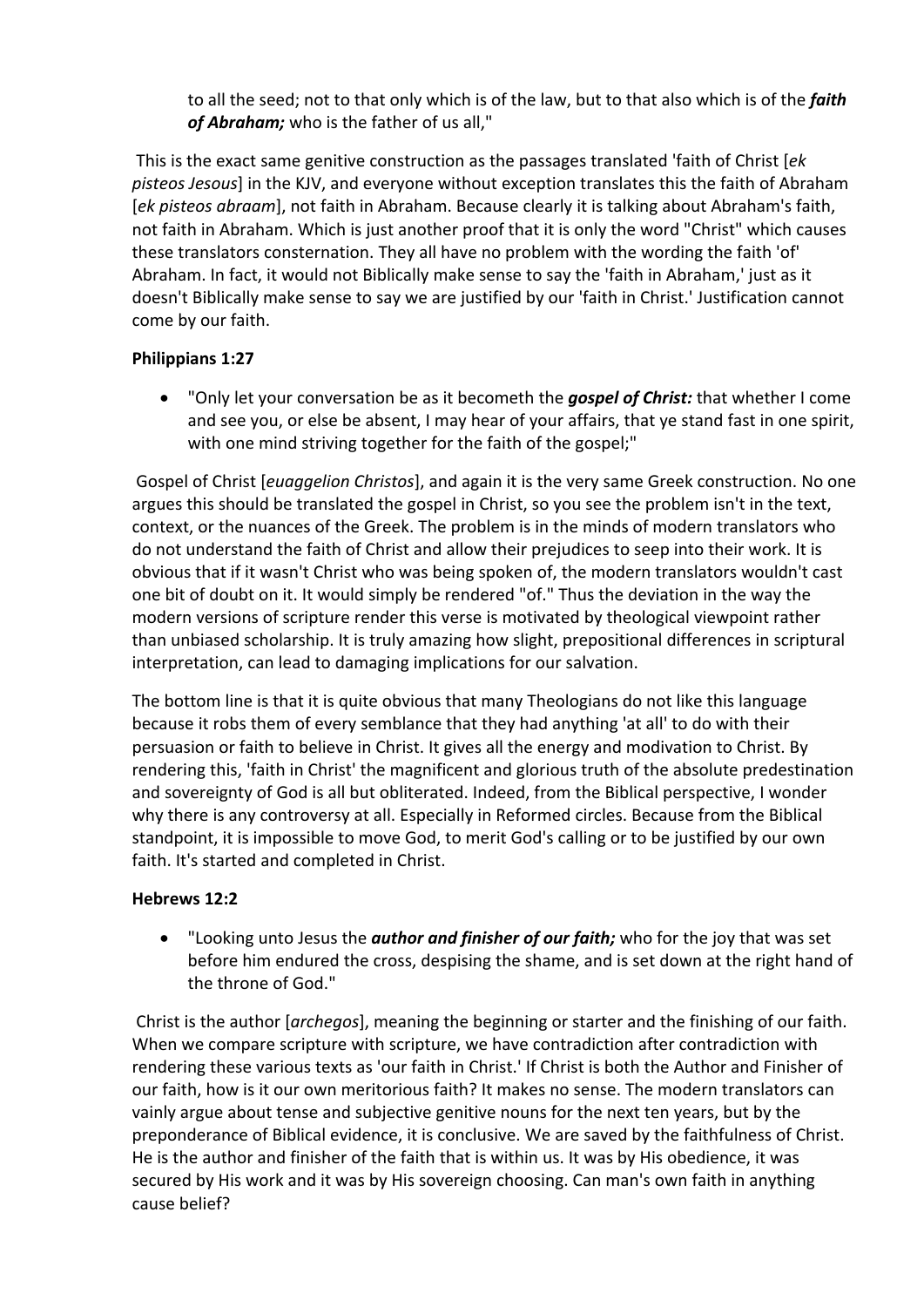to all the seed; not to that only which is of the law, but to that also which is of the ***faith of Abraham;*** who is the father of us all,"

This is the exact same genitive construction as the passages translated 'faith of Christ [*ek pisteos Jesous*] in the KJV, and everyone without exception translates this the faith of Abraham [*ek pisteos abraam*], not faith in Abraham. Because clearly it is talking about Abraham's faith, not faith in Abraham. Which is just another proof that it is only the word "Christ" which causes these translators consternation. They all have no problem with the wording the faith 'of' Abraham. In fact, it would not Biblically make sense to say the 'faith in Abraham,' just as it doesn't Biblically make sense to say we are justified by our 'faith in Christ.' Justification cannot come by our faith.

**Philippians 1:27**

- "Only let your conversation be as it becometh the ***gospel of Christ:*** that whether I come and see you, or else be absent, I may hear of your affairs, that ye stand fast in one spirit, with one mind striving together for the faith of the gospel;"

Gospel of Christ [*euaggelion Christos*], and again it is the very same Greek construction. No one argues this should be translated the gospel in Christ, so you see the problem isn't in the text, context, or the nuances of the Greek. The problem is in the minds of modern translators who do not understand the faith of Christ and allow their prejudices to seep into their work. It is obvious that if it wasn't Christ who was being spoken of, the modern translators wouldn't cast one bit of doubt on it. It would simply be rendered "of." Thus the deviation in the way the modern versions of scripture render this verse is motivated by theological viewpoint rather than unbiased scholarship. It is truly amazing how slight, prepositional differences in scriptural interpretation, can lead to damaging implications for our salvation.

The bottom line is that it is quite obvious that many Theologians do not like this language because it robs them of every semblance that they had anything 'at all' to do with their persuasion or faith to believe in Christ. It gives all the energy and modivation to Christ. By rendering this, 'faith in Christ' the magnificent and glorious truth of the absolute predestination and sovereignty of God is all but obliterated. Indeed, from the Biblical perspective, I wonder why there is any controversy at all. Especially in Reformed circles. Because from the Biblical standpoint, it is impossible to move God, to merit God's calling or to be justified by our own faith. It's started and completed in Christ.

**Hebrews 12:2**

- "Looking unto Jesus the ***author and finisher of our faith;*** who for the joy that was set before him endured the cross, despising the shame, and is set down at the right hand of the throne of God."

Christ is the author [*archegos*], meaning the beginning or starter and the finishing of our faith. When we compare scripture with scripture, we have contradiction after contradiction with rendering these various texts as 'our faith in Christ.' If Christ is both the Author and Finisher of our faith, how is it our own meritorious faith? It makes no sense. The modern translators can vainly argue about tense and subjective genitive nouns for the next ten years, but by the preponderance of Biblical evidence, it is conclusive. We are saved by the faithfulness of Christ. He is the author and finisher of the faith that is within us. It was by His obedience, it was secured by His work and it was by His sovereign choosing. Can man's own faith in anything cause belief?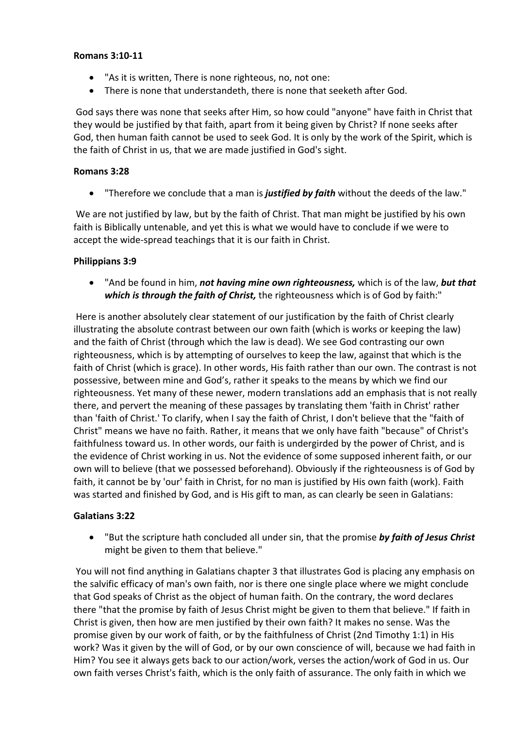**Romans 3:10-11**

- "As it is written, There is none righteous, no, not one:
- There is none that understandeth, there is none that seeketh after God.

God says there was none that seeks after Him, so how could "anyone" have faith in Christ that they would be justified by that faith, apart from it being given by Christ? If none seeks after God, then human faith cannot be used to seek God. It is only by the work of the Spirit, which is the faith of Christ in us, that we are made justified in God's sight.

**Romans 3:28**

- "Therefore we conclude that a man is ***justified by faith*** without the deeds of the law."

We are not justified by law, but by the faith of Christ. That man might be justified by his own faith is Biblically untenable, and yet this is what we would have to conclude if we were to accept the wide-spread teachings that it is our faith in Christ.

**Philippians 3:9**

- "And be found in him, ***not having mine own righteousness,*** which is of the law, ***but that which is through the faith of Christ,*** the righteousness which is of God by faith:"

Here is another absolutely clear statement of our justification by the faith of Christ clearly illustrating the absolute contrast between our own faith (which is works or keeping the law) and the faith of Christ (through which the law is dead). We see God contrasting our own righteousness, which is by attempting of ourselves to keep the law, against that which is the faith of Christ (which is grace). In other words, His faith rather than our own. The contrast is not possessive, between mine and God's, rather it speaks to the means by which we find our righteousness. Yet many of these newer, modern translations add an emphasis that is not really there, and pervert the meaning of these passages by translating them 'faith in Christ' rather than 'faith of Christ.' To clarify, when I say the faith of Christ, I don't believe that the "faith of Christ" means we have no faith. Rather, it means that we only have faith "because" of Christ's faithfulness toward us. In other words, our faith is undergirded by the power of Christ, and is the evidence of Christ working in us. Not the evidence of some supposed inherent faith, or our own will to believe (that we possessed beforehand). Obviously if the righteousness is of God by faith, it cannot be by 'our' faith in Christ, for no man is justified by His own faith (work). Faith was started and finished by God, and is His gift to man, as can clearly be seen in Galatians:

**Galatians 3:22**

- "But the scripture hath concluded all under sin, that the promise ***by faith of Jesus Christ*** might be given to them that believe."

You will not find anything in Galatians chapter 3 that illustrates God is placing any emphasis on the salvific efficacy of man's own faith, nor is there one single place where we might conclude that God speaks of Christ as the object of human faith. On the contrary, the word declares there "that the promise by faith of Jesus Christ might be given to them that believe." If faith in Christ is given, then how are men justified by their own faith? It makes no sense. Was the promise given by our work of faith, or by the faithfulness of Christ (2nd Timothy 1:1) in His work? Was it given by the will of God, or by our own conscience of will, because we had faith in Him? You see it always gets back to our action/work, verses the action/work of God in us. Our own faith verses Christ's faith, which is the only faith of assurance. The only faith in which we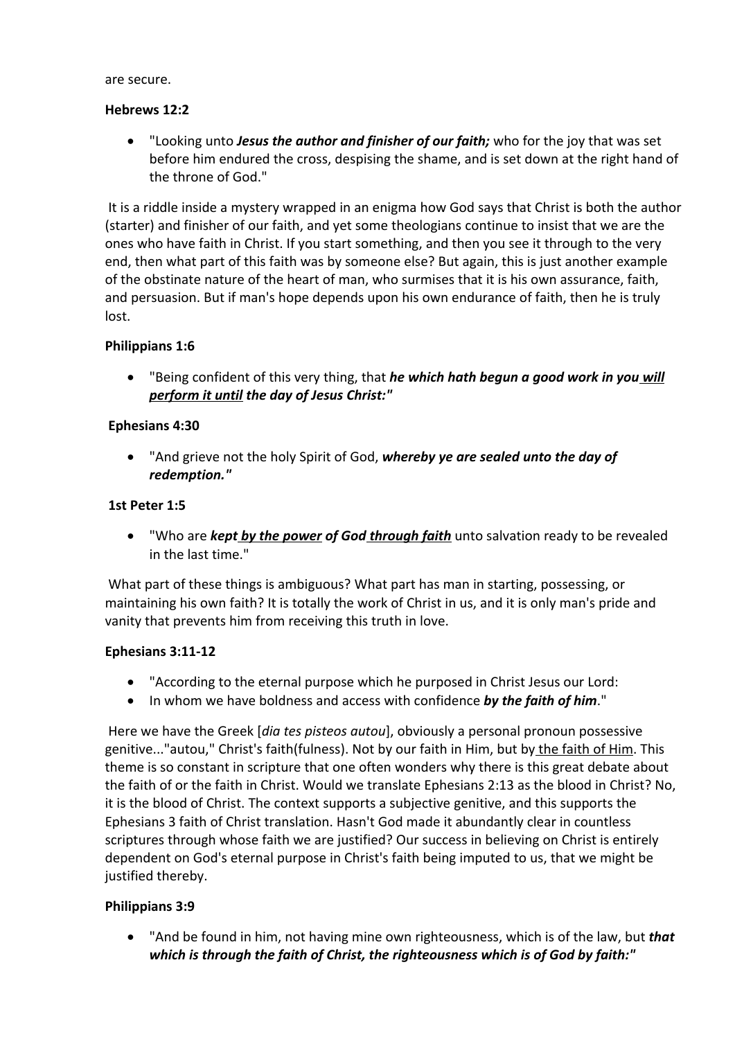are secure.

**Hebrews 12:2**

- "Looking unto ***Jesus the author and finisher of our faith;*** who for the joy that was set before him endured the cross, despising the shame, and is set down at the right hand of the throne of God."

It is a riddle inside a mystery wrapped in an enigma how God says that Christ is both the author (starter) and finisher of our faith, and yet some theologians continue to insist that we are the ones who have faith in Christ. If you start something, and then you see it through to the very end, then what part of this faith was by someone else? But again, this is just another example of the obstinate nature of the heart of man, who surmises that it is his own assurance, faith, and persuasion. But if man's hope depends upon his own endurance of faith, then he is truly lost.

**Philippians 1:6**

- "Being confident of this very thing, that ***he which hath begun a good work in you <u>will perform it until</u> the day of Jesus Christ:"***

**Ephesians 4:30**

- "And grieve not the holy Spirit of God, ***whereby ye are sealed unto the day of redemption."***

**1st Peter 1:5**

- "Who are ***<u>kept by the power</u> of God <u>through faith</u>*** unto salvation ready to be revealed in the last time."

What part of these things is ambiguous? What part has man in starting, possessing, or maintaining his own faith? It is totally the work of Christ in us, and it is only man's pride and vanity that prevents him from receiving this truth in love.

**Ephesians 3:11-12**

- "According to the eternal purpose which he purposed in Christ Jesus our Lord:
- In whom we have boldness and access with confidence ***by the faith of him***."

Here we have the Greek [*dia tes pisteos autou*], obviously a personal pronoun possessive genitive..."autou," Christ's faith(fulness). Not by our faith in Him, but by <u>the faith of Him</u>. This theme is so constant in scripture that one often wonders why there is this great debate about the faith of or the faith in Christ. Would we translate Ephesians 2:13 as the blood in Christ? No, it is the blood of Christ. The context supports a subjective genitive, and this supports the Ephesians 3 faith of Christ translation. Hasn't God made it abundantly clear in countless scriptures through whose faith we are justified? Our success in believing on Christ is entirely dependent on God's eternal purpose in Christ's faith being imputed to us, that we might be justified thereby.

**Philippians 3:9**

- "And be found in him, not having mine own righteousness, which is of the law, but ***that which is through the faith of Christ, the righteousness which is of God by faith:"***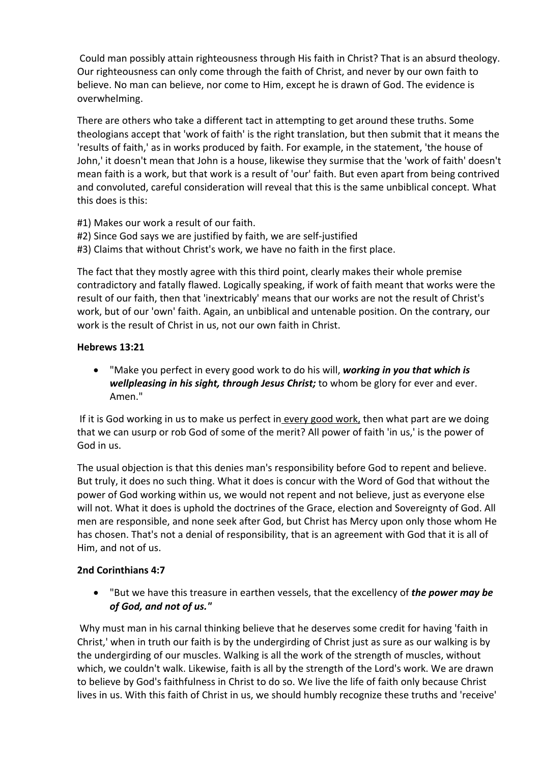Could man possibly attain righteousness through His faith in Christ? That is an absurd theology. Our righteousness can only come through the faith of Christ, and never by our own faith to believe. No man can believe, nor come to Him, except he is drawn of God. The evidence is overwhelming.

There are others who take a different tact in attempting to get around these truths. Some theologians accept that 'work of faith' is the right translation, but then submit that it means the 'results of faith,' as in works produced by faith. For example, in the statement, 'the house of John,' it doesn't mean that John is a house, likewise they surmise that the 'work of faith' doesn't mean faith is a work, but that work is a result of 'our' faith. But even apart from being contrived and convoluted, careful consideration will reveal that this is the same unbiblical concept. What this does is this:

#1) Makes our work a result of our faith.
#2) Since God says we are justified by faith, we are self-justified
#3) Claims that without Christ's work, we have no faith in the first place.

The fact that they mostly agree with this third point, clearly makes their whole premise contradictory and fatally flawed. Logically speaking, if work of faith meant that works were the result of our faith, then that 'inextricably' means that our works are not the result of Christ's work, but of our 'own' faith. Again, an unbiblical and untenable position. On the contrary, our work is the result of Christ in us, not our own faith in Christ.

**Hebrews 13:21**

- "Make you perfect in every good work to do his will, ***working in you that which is wellpleasing in his sight, through Jesus Christ;*** to whom be glory for ever and ever. Amen."

If it is God working in us to make us perfect in every good work, then what part are we doing that we can usurp or rob God of some of the merit? All power of faith 'in us,' is the power of God in us.

The usual objection is that this denies man's responsibility before God to repent and believe. But truly, it does no such thing. What it does is concur with the Word of God that without the power of God working within us, we would not repent and not believe, just as everyone else will not. What it does is uphold the doctrines of the Grace, election and Sovereignty of God. All men are responsible, and none seek after God, but Christ has Mercy upon only those whom He has chosen. That's not a denial of responsibility, that is an agreement with God that it is all of Him, and not of us.

**2nd Corinthians 4:7**

- "But we have this treasure in earthen vessels, that the excellency of ***the power may be of God, and not of us."***

Why must man in his carnal thinking believe that he deserves some credit for having 'faith in Christ,' when in truth our faith is by the undergirding of Christ just as sure as our walking is by the undergirding of our muscles. Walking is all the work of the strength of muscles, without which, we couldn't walk. Likewise, faith is all by the strength of the Lord's work. We are drawn to believe by God's faithfulness in Christ to do so. We live the life of faith only because Christ lives in us. With this faith of Christ in us, we should humbly recognize these truths and 'receive'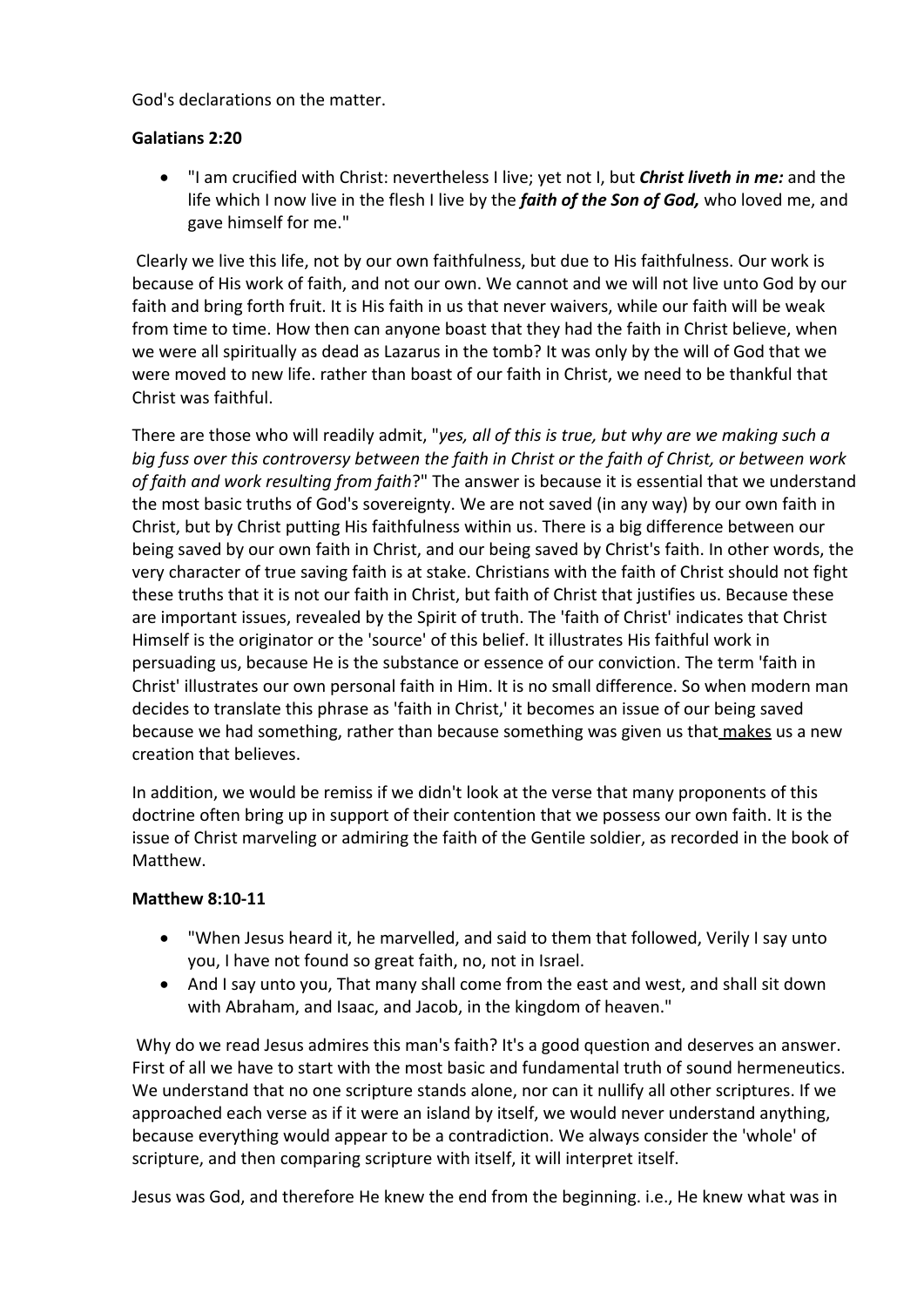God's declarations on the matter.

**Galatians 2:20**

- "I am crucified with Christ: nevertheless I live; yet not I, but ***Christ liveth in me:*** and the life which I now live in the flesh I live by the ***faith of the Son of God,*** who loved me, and gave himself for me."

Clearly we live this life, not by our own faithfulness, but due to His faithfulness. Our work is because of His work of faith, and not our own. We cannot and we will not live unto God by our faith and bring forth fruit. It is His faith in us that never waivers, while our faith will be weak from time to time. How then can anyone boast that they had the faith in Christ believe, when we were all spiritually as dead as Lazarus in the tomb? It was only by the will of God that we were moved to new life. rather than boast of our faith in Christ, we need to be thankful that Christ was faithful.

There are those who will readily admit, "*yes, all of this is true, but why are we making such a big fuss over this controversy between the faith in Christ or the faith of Christ, or between work of faith and work resulting from faith*?" The answer is because it is essential that we understand the most basic truths of God's sovereignty. We are not saved (in any way) by our own faith in Christ, but by Christ putting His faithfulness within us. There is a big difference between our being saved by our own faith in Christ, and our being saved by Christ's faith. In other words, the very character of true saving faith is at stake. Christians with the faith of Christ should not fight these truths that it is not our faith in Christ, but faith of Christ that justifies us. Because these are important issues, revealed by the Spirit of truth. The 'faith of Christ' indicates that Christ Himself is the originator or the 'source' of this belief. It illustrates His faithful work in persuading us, because He is the substance or essence of our conviction. The term 'faith in Christ' illustrates our own personal faith in Him. It is no small difference. So when modern man decides to translate this phrase as 'faith in Christ,' it becomes an issue of our being saved because we had something, rather than because something was given us that makes us a new creation that believes.

In addition, we would be remiss if we didn't look at the verse that many proponents of this doctrine often bring up in support of their contention that we possess our own faith. It is the issue of Christ marveling or admiring the faith of the Gentile soldier, as recorded in the book of Matthew.

**Matthew 8:10-11**

- "When Jesus heard it, he marvelled, and said to them that followed, Verily I say unto you, I have not found so great faith, no, not in Israel.
- And I say unto you, That many shall come from the east and west, and shall sit down with Abraham, and Isaac, and Jacob, in the kingdom of heaven."

Why do we read Jesus admires this man's faith? It's a good question and deserves an answer. First of all we have to start with the most basic and fundamental truth of sound hermeneutics. We understand that no one scripture stands alone, nor can it nullify all other scriptures. If we approached each verse as if it were an island by itself, we would never understand anything, because everything would appear to be a contradiction. We always consider the 'whole' of scripture, and then comparing scripture with itself, it will interpret itself.

Jesus was God, and therefore He knew the end from the beginning. i.e., He knew what was in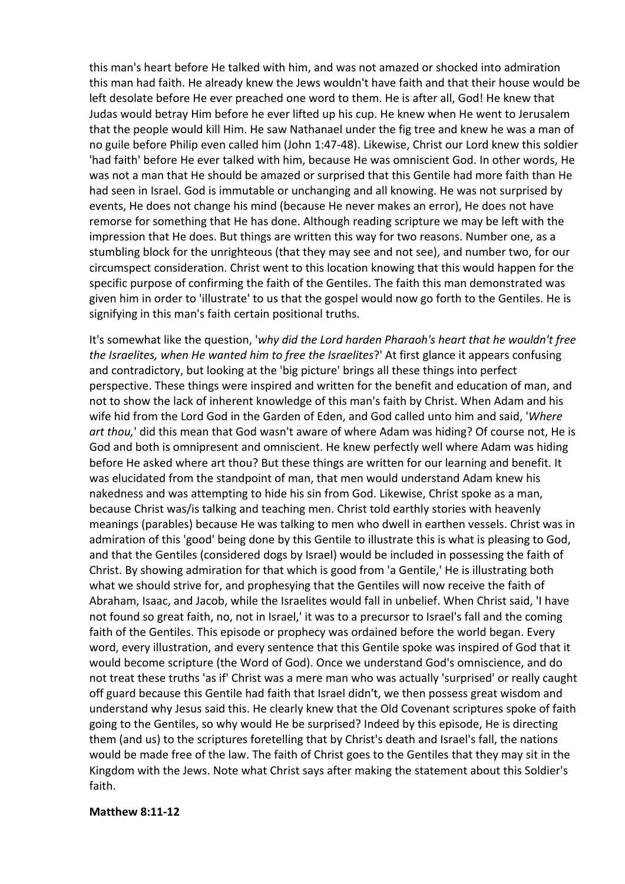this man's heart before He talked with him, and was not amazed or shocked into admiration this man had faith. He already knew the Jews wouldn't have faith and that their house would be left desolate before He ever preached one word to them. He is after all, God! He knew that Judas would betray Him before he ever lifted up his cup. He knew when He went to Jerusalem that the people would kill Him. He saw Nathanael under the fig tree and knew he was a man of no guile before Philip even called him (John 1:47-48). Likewise, Christ our Lord knew this soldier 'had faith' before He ever talked with him, because He was omniscient God. In other words, He was not a man that He should be amazed or surprised that this Gentile had more faith than He had seen in Israel. God is immutable or unchanging and all knowing. He was not surprised by events, He does not change his mind (because He never makes an error), He does not have remorse for something that He has done. Although reading scripture we may be left with the impression that He does. But things are written this way for two reasons. Number one, as a stumbling block for the unrighteous (that they may see and not see), and number two, for our circumspect consideration. Christ went to this location knowing that this would happen for the specific purpose of confirming the faith of the Gentiles. The faith this man demonstrated was given him in order to 'illustrate' to us that the gospel would now go forth to the Gentiles. He is signifying in this man's faith certain positional truths.

It's somewhat like the question, '*why did the Lord harden Pharaoh's heart that he wouldn't free the Israelites, when He wanted him to free the Israelites*?' At first glance it appears confusing and contradictory, but looking at the 'big picture' brings all these things into perfect perspective. These things were inspired and written for the benefit and education of man, and not to show the lack of inherent knowledge of this man's faith by Christ. When Adam and his wife hid from the Lord God in the Garden of Eden, and God called unto him and said, '*Where art thou,*' did this mean that God wasn't aware of where Adam was hiding? Of course not, He is God and both is omnipresent and omniscient. He knew perfectly well where Adam was hiding before He asked where art thou? But these things are written for our learning and benefit. It was elucidated from the standpoint of man, that men would understand Adam knew his nakedness and was attempting to hide his sin from God. Likewise, Christ spoke as a man, because Christ was/is talking and teaching men. Christ told earthly stories with heavenly meanings (parables) because He was talking to men who dwell in earthen vessels. Christ was in admiration of this 'good' being done by this Gentile to illustrate this is what is pleasing to God, and that the Gentiles (considered dogs by Israel) would be included in possessing the faith of Christ. By showing admiration for that which is good from 'a Gentile,' He is illustrating both what we should strive for, and prophesying that the Gentiles will now receive the faith of Abraham, Isaac, and Jacob, while the Israelites would fall in unbelief. When Christ said, 'I have not found so great faith, no, not in Israel,' it was to a precursor to Israel's fall and the coming faith of the Gentiles. This episode or prophecy was ordained before the world began. Every word, every illustration, and every sentence that this Gentile spoke was inspired of God that it would become scripture (the Word of God). Once we understand God's omniscience, and do not treat these truths 'as if' Christ was a mere man who was actually 'surprised' or really caught off guard because this Gentile had faith that Israel didn't, we then possess great wisdom and understand why Jesus said this. He clearly knew that the Old Covenant scriptures spoke of faith going to the Gentiles, so why would He be surprised? Indeed by this episode, He is directing them (and us) to the scriptures foretelling that by Christ's death and Israel's fall, the nations would be made free of the law. The faith of Christ goes to the Gentiles that they may sit in the Kingdom with the Jews. Note what Christ says after making the statement about this Soldier's faith.

**Matthew 8:11-12**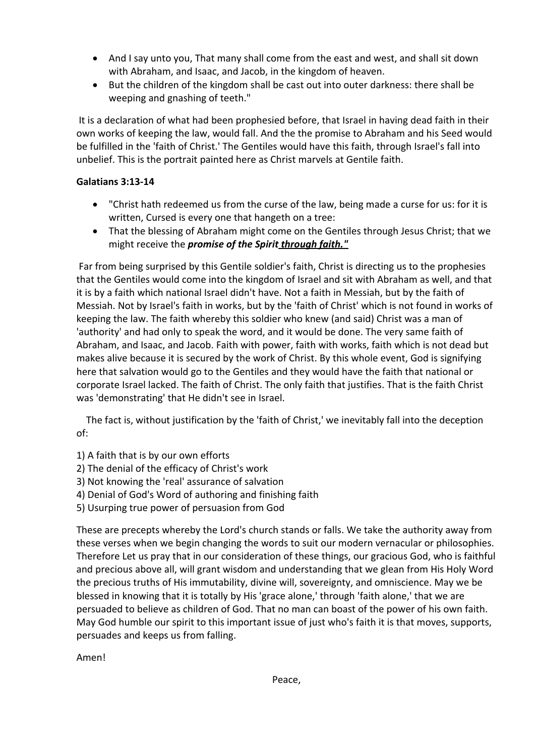- And I say unto you, That many shall come from the east and west, and shall sit down with Abraham, and Isaac, and Jacob, in the kingdom of heaven.
- But the children of the kingdom shall be cast out into outer darkness: there shall be weeping and gnashing of teeth."

It is a declaration of what had been prophesied before, that Israel in having dead faith in their own works of keeping the law, would fall. And the the promise to Abraham and his Seed would be fulfilled in the 'faith of Christ.' The Gentiles would have this faith, through Israel's fall into unbelief. This is the portrait painted here as Christ marvels at Gentile faith.

**Galatians 3:13-14**

- "Christ hath redeemed us from the curse of the law, being made a curse for us: for it is written, Cursed is every one that hangeth on a tree:
- That the blessing of Abraham might come on the Gentiles through Jesus Christ; that we might receive the ***promise of the Spirit*** ***through faith."***

Far from being surprised by this Gentile soldier's faith, Christ is directing us to the prophesies that the Gentiles would come into the kingdom of Israel and sit with Abraham as well, and that it is by a faith which national Israel didn't have. Not a faith in Messiah, but by the faith of Messiah. Not by Israel's faith in works, but by the 'faith of Christ' which is not found in works of keeping the law. The faith whereby this soldier who knew (and said) Christ was a man of 'authority' and had only to speak the word, and it would be done. The very same faith of Abraham, and Isaac, and Jacob. Faith with power, faith with works, faith which is not dead but makes alive because it is secured by the work of Christ. By this whole event, God is signifying here that salvation would go to the Gentiles and they would have the faith that national or corporate Israel lacked. The faith of Christ. The only faith that justifies. That is the faith Christ was 'demonstrating' that He didn't see in Israel.

The fact is, without justification by the 'faith of Christ,' we inevitably fall into the deception of:

1) A faith that is by our own efforts
2) The denial of the efficacy of Christ's work
3) Not knowing the 'real' assurance of salvation
4) Denial of God's Word of authoring and finishing faith
5) Usurping true power of persuasion from God

These are precepts whereby the Lord's church stands or falls. We take the authority away from these verses when we begin changing the words to suit our modern vernacular or philosophies. Therefore Let us pray that in our consideration of these things, our gracious God, who is faithful and precious above all, will grant wisdom and understanding that we glean from His Holy Word the precious truths of His immutability, divine will, sovereignty, and omniscience. May we be blessed in knowing that it is totally by His 'grace alone,' through 'faith alone,' that we are persuaded to believe as children of God. That no man can boast of the power of his own faith. May God humble our spirit to this important issue of just who's faith it is that moves, supports, persuades and keeps us from falling.

Amen!

Peace,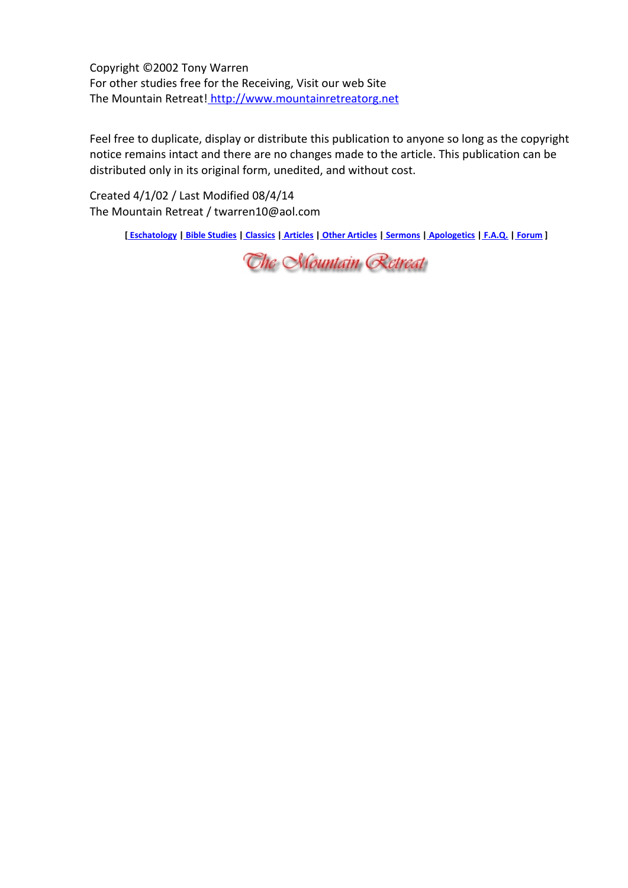Copyright ©2002 Tony Warren
For other studies free for the Receiving, Visit our web Site
The Mountain Retreat! http://www.mountainretreatorg.net

Feel free to duplicate, display or distribute this publication to anyone so long as the copyright notice remains intact and there are no changes made to the article. This publication can be distributed only in its original form, unedited, and without cost.

Created 4/1/02 / Last Modified 08/4/14
The Mountain Retreat / twarren10@aol.com

**[ Eschatology | Bible Studies | Classics | Articles | Other Articles | Sermons | Apologetics | F.A.Q. | Forum ]**

The Mountain Retreat